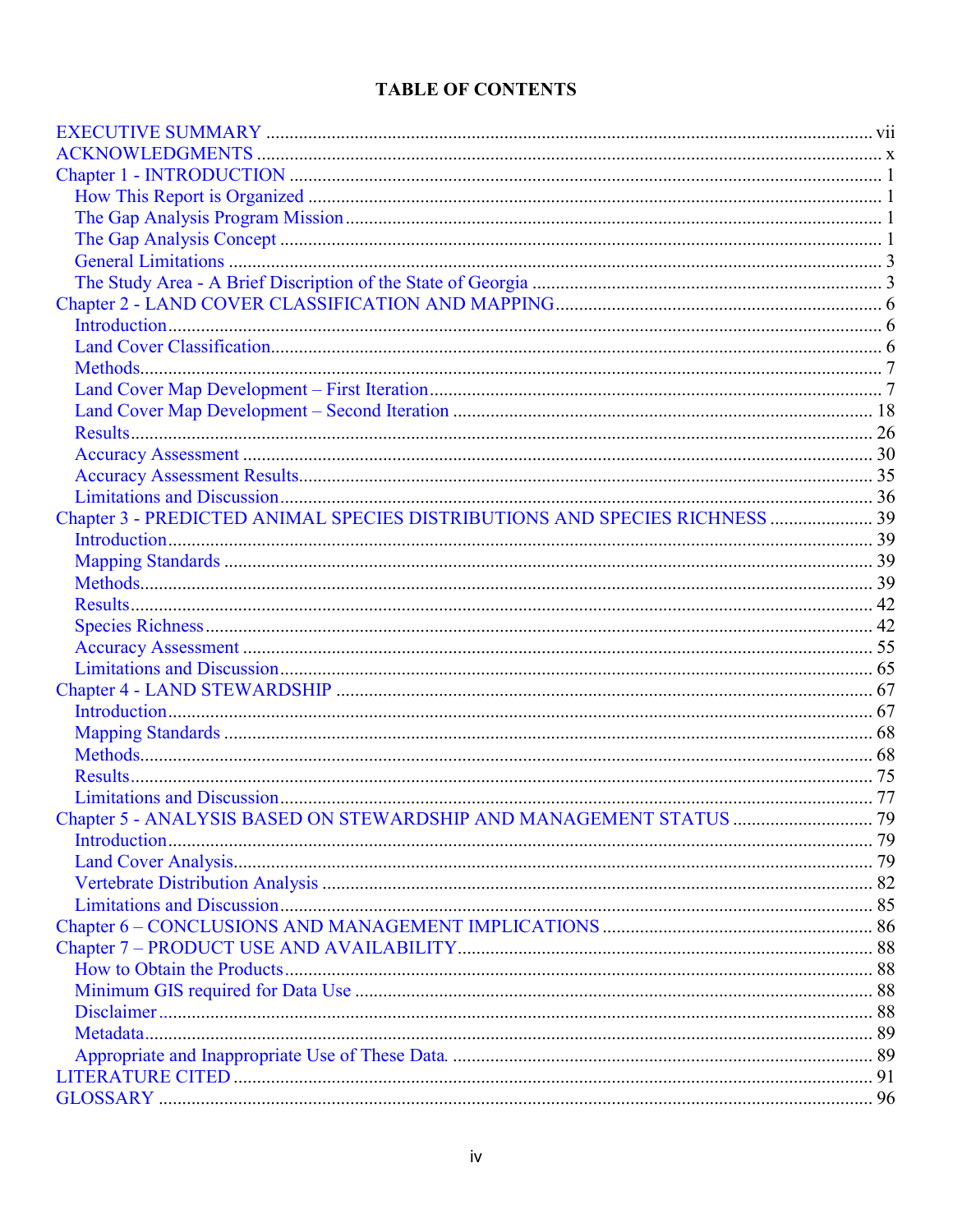# TABLE OF CONTENTS

- EXECUTIVE SUMMARY ..... vii
- ACKNOWLEDGMENTS ..... x
- Chapter 1 - INTRODUCTION ..... 1
  - How This Report is Organized ..... 1
  - The Gap Analysis Program Mission ..... 1
  - The Gap Analysis Concept ..... 1
  - General Limitations ..... 3
  - The Study Area - A Brief Discription of the State of Georgia ..... 3
- Chapter 2 - LAND COVER CLASSIFICATION AND MAPPING ..... 6
  - Introduction ..... 6
  - Land Cover Classification ..... 6
  - Methods ..... 7
  - Land Cover Map Development – First Iteration ..... 7
  - Land Cover Map Development – Second Iteration ..... 18
  - Results ..... 26
  - Accuracy Assessment ..... 30
  - Accuracy Assessment Results ..... 35
  - Limitations and Discussion ..... 36
- Chapter 3 - PREDICTED ANIMAL SPECIES DISTRIBUTIONS AND SPECIES RICHNESS ..... 39
  - Introduction ..... 39
  - Mapping Standards ..... 39
  - Methods ..... 39
  - Results ..... 42
  - Species Richness ..... 42
  - Accuracy Assessment ..... 55
  - Limitations and Discussion ..... 65
- Chapter 4 - LAND STEWARDSHIP ..... 67
  - Introduction ..... 67
  - Mapping Standards ..... 68
  - Methods ..... 68
  - Results ..... 75
  - Limitations and Discussion ..... 77
- Chapter 5 - ANALYSIS BASED ON STEWARDSHIP AND MANAGEMENT STATUS ..... 79
  - Introduction ..... 79
  - Land Cover Analysis ..... 79
  - Vertebrate Distribution Analysis ..... 82
  - Limitations and Discussion ..... 85
- Chapter 6 – CONCLUSIONS AND MANAGEMENT IMPLICATIONS ..... 86
- Chapter 7 – PRODUCT USE AND AVAILABILITY ..... 88
  - How to Obtain the Products ..... 88
  - Minimum GIS required for Data Use ..... 88
  - Disclaimer ..... 88
  - Metadata ..... 89
  - Appropriate and Inappropriate Use of These Data. ..... 89
- LITERATURE CITED ..... 91
- GLOSSARY ..... 96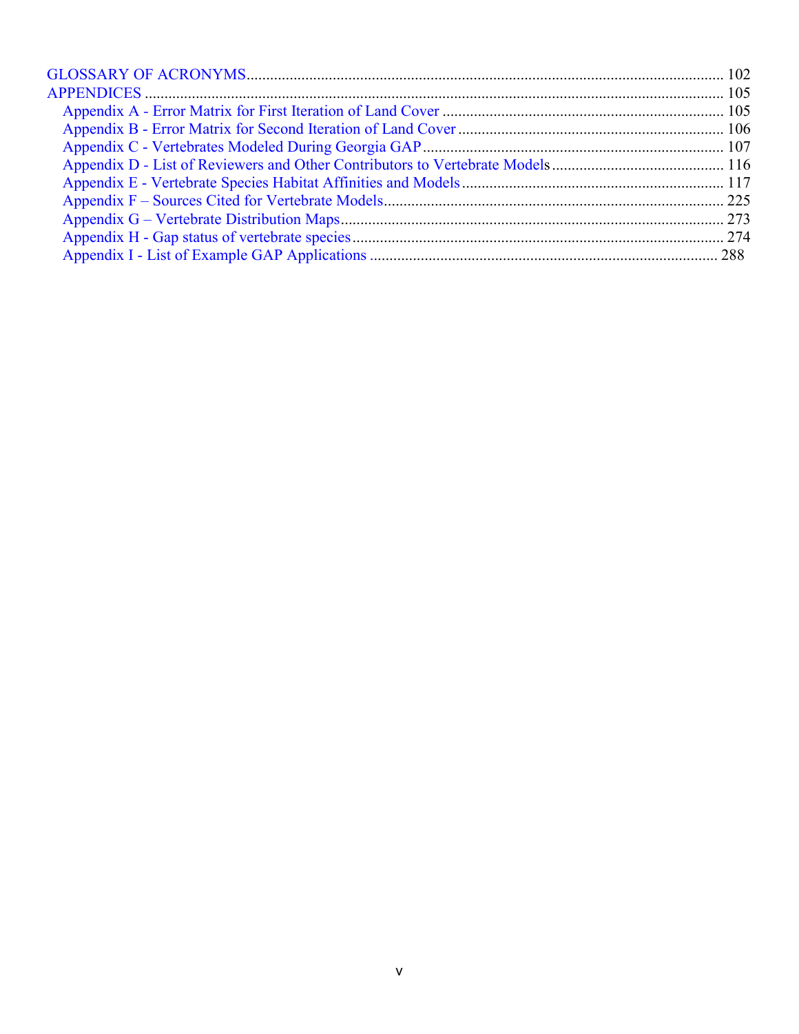GLOSSARY OF ACRONYMS........................................................................................................................ 102
APPENDICES .................................................................................................................................................. 105
  Appendix A - Error Matrix for First Iteration of Land Cover ........................................................................ 105
  Appendix B - Error Matrix for Second Iteration of Land Cover .................................................................... 106
  Appendix C - Vertebrates Modeled During Georgia GAP ............................................................................ 107
  Appendix D - List of Reviewers and Other Contributors to Vertebrate Models ............................................ 116
  Appendix E - Vertebrate Species Habitat Affinities and Models .................................................................. 117
  Appendix F – Sources Cited for Vertebrate Models...................................................................................... 225
  Appendix G – Vertebrate Distribution Maps................................................................................................. 273
  Appendix H - Gap status of vertebrate species.............................................................................................. 274
  Appendix I - List of Example GAP Applications ........................................................................................ 288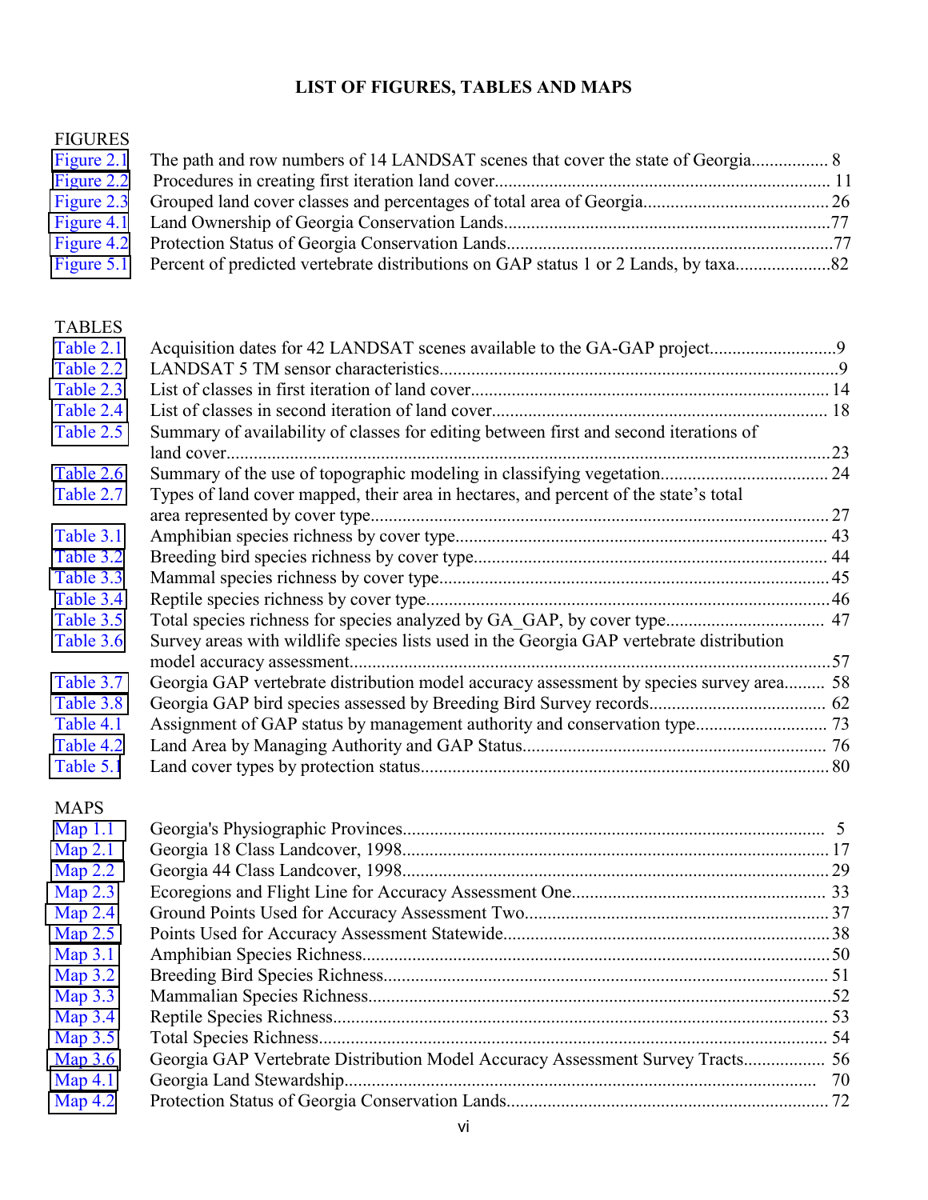# LIST OF FIGURES, TABLES AND MAPS

## FIGURES

| | | |
|---|---|---|
| Figure 2.1 | The path and row numbers of 14 LANDSAT scenes that cover the state of Georgia | 8 |
| Figure 2.2 | Procedures in creating first iteration land cover | 11 |
| Figure 2.3 | Grouped land cover classes and percentages of total area of Georgia | 26 |
| Figure 4.1 | Land Ownership of Georgia Conservation Lands | 77 |
| Figure 4.2 | Protection Status of Georgia Conservation Lands | 77 |
| Figure 5.1 | Percent of predicted vertebrate distributions on GAP status 1 or 2 Lands, by taxa | 82 |

## TABLES

| | | |
|---|---|---|
| Table 2.1 | Acquisition dates for 42 LANDSAT scenes available to the GA-GAP project | 9 |
| Table 2.2 | LANDSAT 5 TM sensor characteristics | 9 |
| Table 2.3 | List of classes in first iteration of land cover | 14 |
| Table 2.4 | List of classes in second iteration of land cover | 18 |
| Table 2.5 | Summary of availability of classes for editing between first and second iterations of land cover | 23 |
| Table 2.6 | Summary of the use of topographic modeling in classifying vegetation | 24 |
| Table 2.7 | Types of land cover mapped, their area in hectares, and percent of the state's total area represented by cover type | 27 |
| Table 3.1 | Amphibian species richness by cover type | 43 |
| Table 3.2 | Breeding bird species richness by cover type | 44 |
| Table 3.3 | Mammal species richness by cover type | 45 |
| Table 3.4 | Reptile species richness by cover type | 46 |
| Table 3.5 | Total species richness for species analyzed by GA_GAP, by cover type | 47 |
| Table 3.6 | Survey areas with wildlife species lists used in the Georgia GAP vertebrate distribution model accuracy assessment | 57 |
| Table 3.7 | Georgia GAP vertebrate distribution model accuracy assessment by species survey area | 58 |
| Table 3.8 | Georgia GAP bird species assessed by Breeding Bird Survey records | 62 |
| Table 4.1 | Assignment of GAP status by management authority and conservation type | 73 |
| Table 4.2 | Land Area by Managing Authority and GAP Status | 76 |
| Table 5.1 | Land cover types by protection status | 80 |

## MAPS

| | | |
|---|---|---|
| Map 1.1 | Georgia's Physiographic Provinces | 5 |
| Map 2.1 | Georgia 18 Class Landcover, 1998 | 17 |
| Map 2.2 | Georgia 44 Class Landcover, 1998 | 29 |
| Map 2.3 | Ecoregions and Flight Line for Accuracy Assessment One | 33 |
| Map 2.4 | Ground Points Used for Accuracy Assessment Two | 37 |
| Map 2.5 | Points Used for Accuracy Assessment Statewide | 38 |
| Map 3.1 | Amphibian Species Richness | 50 |
| Map 3.2 | Breeding Bird Species Richness | 51 |
| Map 3.3 | Mammalian Species Richness | 52 |
| Map 3.4 | Reptile Species Richness | 53 |
| Map 3.5 | Total Species Richness | 54 |
| Map 3.6 | Georgia GAP Vertebrate Distribution Model Accuracy Assessment Survey Tracts | 56 |
| Map 4.1 | Georgia Land Stewardship | 70 |
| Map 4.2 | Protection Status of Georgia Conservation Lands | 72 |